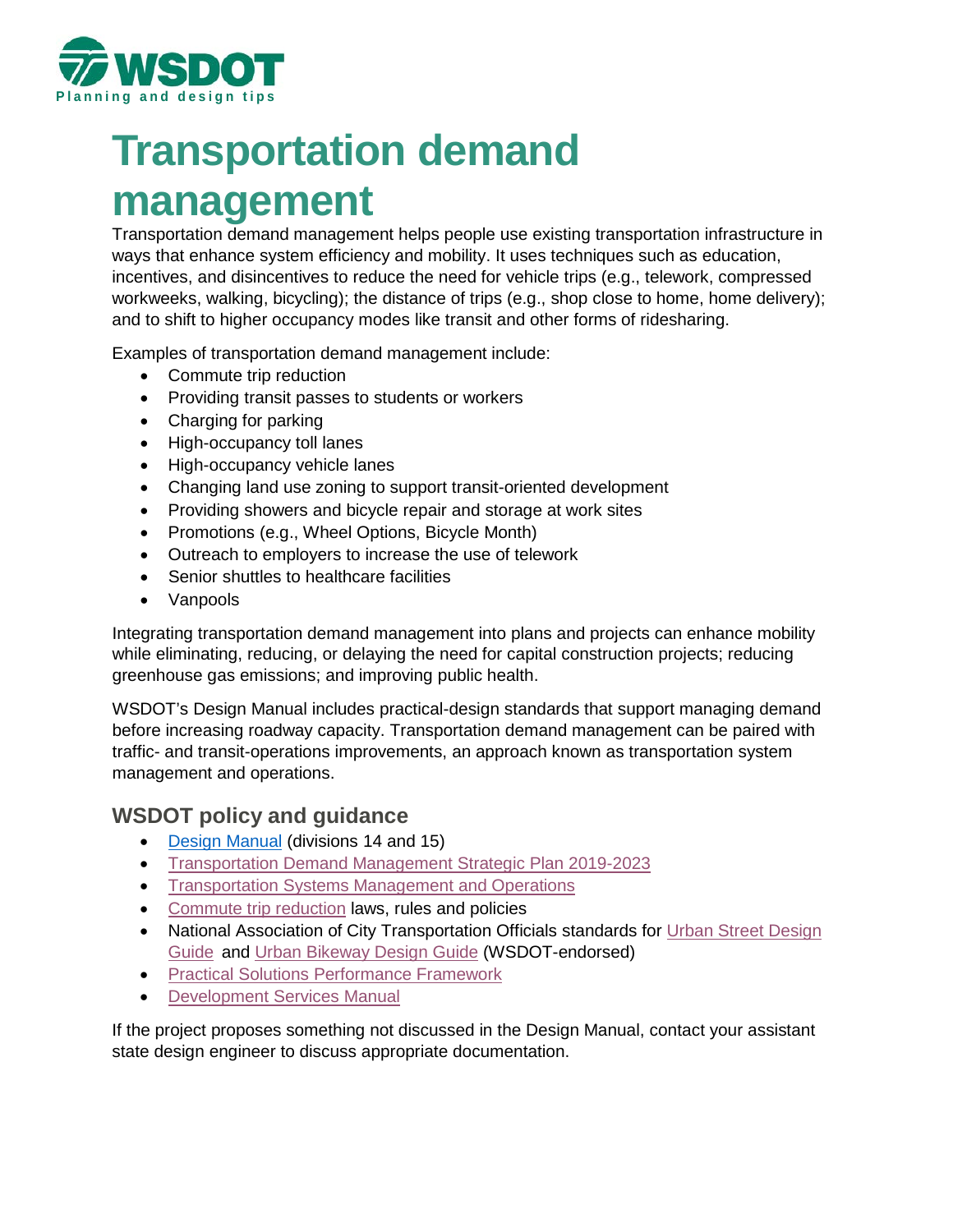# Transportation demand management

Transportation demand management helps people use existing transportation infrastructure in ways that enhance system efficiency and mobility. It uses techniques such as education, incentives, and disincentives to reduce the need for vehicle trips (e.g., telework, compressed workweeks, walking, bicycling); the distance of trips (e.g., shop close to home, home delivery); and to shift to higher occupancy modes like transit and other forms of ridesharing.

Examples of transportation demand management include:

- Commute trip reduction
- Providing transit passes to students or workers
- Charging for parking
- High-occupancy toll lanes
- High-occupancy vehicle lanes
- Changing land use zoning to support transit-oriented development
- Providing showers and bicycle repair and storage at work sites
- Promotions (e.g., Wheel Options, Bicycle Month)
- Outreach to employers to increase the use of telework
- Senior shuttles to healthcare facilities
- Vanpools

Integrating transportation demand management into plans and projects can enhance mobility while eliminating, reducing, or delaying the need for capital construction projects; reducing greenhouse gas emissions; and improving public health.

WSDOT's Design Manual includes practical-design standards that support managing demand before increasing roadway capacity. Transportation demand management can be paired with traffic- and transit-operations improvements, an approach known as transportation system management and operations.

## WSDOT policy and guidance

- Design Manual (divisions 14 and 15)
- Transportation Demand Management Strategic Plan 2019-2023
- Transportation Systems Management and Operations
- Commute trip reduction laws, rules and policies
- National Association of City Transportation Officials standards for Urban Street Design Guide and Urban Bikeway Design Guide (WSDOT-endorsed)
- Practical Solutions Performance Framework
- Development Services Manual

If the project proposes something not discussed in the Design Manual, contact your assistant state design engineer to discuss appropriate documentation.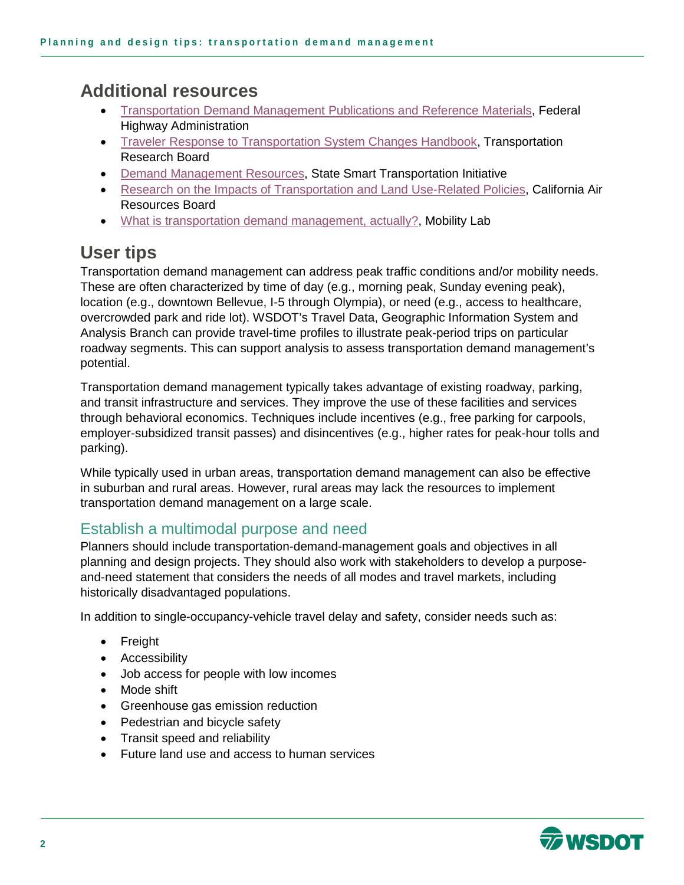## Additional resources

- Transportation Demand Management Publications and Reference Materials, Federal Highway Administration
- Traveler Response to Transportation System Changes Handbook, Transportation Research Board
- Demand Management Resources, State Smart Transportation Initiative
- Research on the Impacts of Transportation and Land Use-Related Policies, California Air Resources Board
- What is transportation demand management, actually?, Mobility Lab

## User tips

Transportation demand management can address peak traffic conditions and/or mobility needs. These are often characterized by time of day (e.g., morning peak, Sunday evening peak), location (e.g., downtown Bellevue, I-5 through Olympia), or need (e.g., access to healthcare, overcrowded park and ride lot). WSDOT's Travel Data, Geographic Information System and Analysis Branch can provide travel-time profiles to illustrate peak-period trips on particular roadway segments. This can support analysis to assess transportation demand management's potential.

Transportation demand management typically takes advantage of existing roadway, parking, and transit infrastructure and services. They improve the use of these facilities and services through behavioral economics. Techniques include incentives (e.g., free parking for carpools, employer-subsidized transit passes) and disincentives (e.g., higher rates for peak-hour tolls and parking).

While typically used in urban areas, transportation demand management can also be effective in suburban and rural areas. However, rural areas may lack the resources to implement transportation demand management on a large scale.

### Establish a multimodal purpose and need

Planners should include transportation-demand-management goals and objectives in all planning and design projects. They should also work with stakeholders to develop a purpose-and-need statement that considers the needs of all modes and travel markets, including historically disadvantaged populations.

In addition to single-occupancy-vehicle travel delay and safety, consider needs such as:

- Freight
- Accessibility
- Job access for people with low incomes
- Mode shift
- Greenhouse gas emission reduction
- Pedestrian and bicycle safety
- Transit speed and reliability
- Future land use and access to human services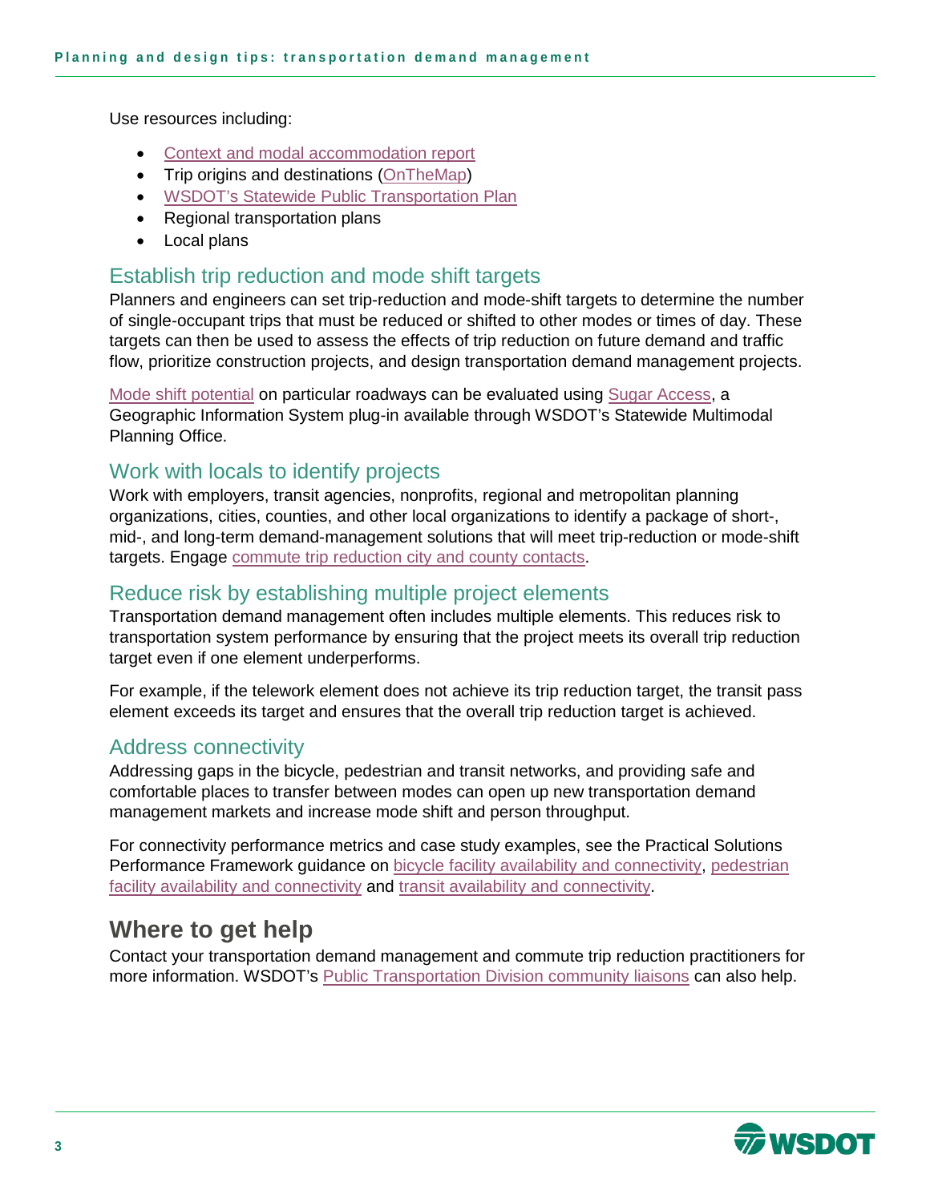Use resources including:

- Context and modal accommodation report
- Trip origins and destinations (OnTheMap)
- WSDOT's Statewide Public Transportation Plan
- Regional transportation plans
- Local plans

## Establish trip reduction and mode shift targets

Planners and engineers can set trip-reduction and mode-shift targets to determine the number of single-occupant trips that must be reduced or shifted to other modes or times of day. These targets can then be used to assess the effects of trip reduction on future demand and traffic flow, prioritize construction projects, and design transportation demand management projects.

Mode shift potential on particular roadways can be evaluated using Sugar Access, a Geographic Information System plug-in available through WSDOT's Statewide Multimodal Planning Office.

## Work with locals to identify projects

Work with employers, transit agencies, nonprofits, regional and metropolitan planning organizations, cities, counties, and other local organizations to identify a package of short-, mid-, and long-term demand-management solutions that will meet trip-reduction or mode-shift targets. Engage commute trip reduction city and county contacts.

## Reduce risk by establishing multiple project elements

Transportation demand management often includes multiple elements. This reduces risk to transportation system performance by ensuring that the project meets its overall trip reduction target even if one element underperforms.

For example, if the telework element does not achieve its trip reduction target, the transit pass element exceeds its target and ensures that the overall trip reduction target is achieved.

## Address connectivity

Addressing gaps in the bicycle, pedestrian and transit networks, and providing safe and comfortable places to transfer between modes can open up new transportation demand management markets and increase mode shift and person throughput.

For connectivity performance metrics and case study examples, see the Practical Solutions Performance Framework guidance on bicycle facility availability and connectivity, pedestrian facility availability and connectivity and transit availability and connectivity.

# Where to get help

Contact your transportation demand management and commute trip reduction practitioners for more information. WSDOT's Public Transportation Division community liaisons can also help.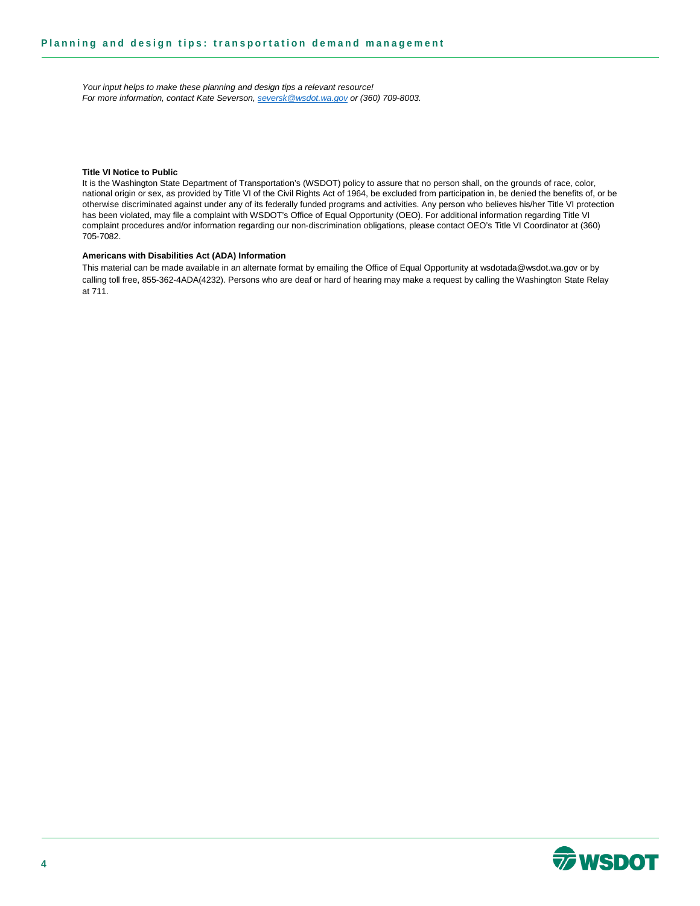*Your input helps to make these planning and design tips a relevant resource!*
*For more information, contact Kate Severson, [seversk@wsdot.wa.gov](mailto:seversk@wsdot.wa.gov) or (360) 709-8003.*

**Title VI Notice to Public**

It is the Washington State Department of Transportation's (WSDOT) policy to assure that no person shall, on the grounds of race, color, national origin or sex, as provided by Title VI of the Civil Rights Act of 1964, be excluded from participation in, be denied the benefits of, or be otherwise discriminated against under any of its federally funded programs and activities. Any person who believes his/her Title VI protection has been violated, may file a complaint with WSDOT's Office of Equal Opportunity (OEO). For additional information regarding Title VI complaint procedures and/or information regarding our non-discrimination obligations, please contact OEO's Title VI Coordinator at (360) 705-7082.

**Americans with Disabilities Act (ADA) Information**

This material can be made available in an alternate format by emailing the Office of Equal Opportunity at wsdotada@wsdot.wa.gov or by calling toll free, 855-362-4ADA(4232). Persons who are deaf or hard of hearing may make a request by calling the Washington State Relay at 711.